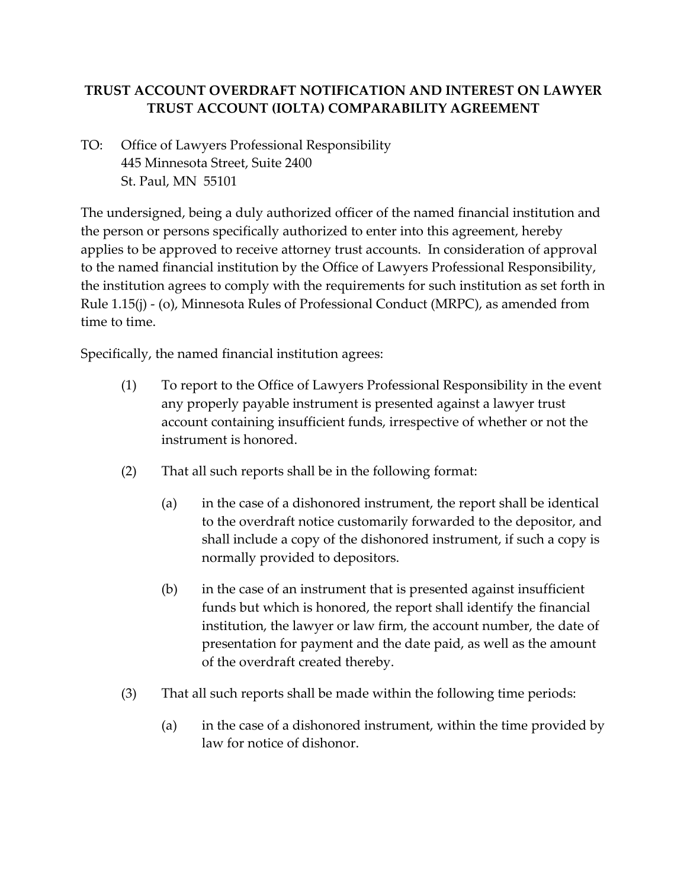# TRUST ACCOUNT OVERDRAFT NOTIFICATION AND INTEREST ON LAWYER TRUST ACCOUNT (IOLTA) COMPARABILITY AGREEMENT

TO: Office of Lawyers Professional Responsibility
445 Minnesota Street, Suite 2400
St. Paul, MN 55101

The undersigned, being a duly authorized officer of the named financial institution and the person or persons specifically authorized to enter into this agreement, hereby applies to be approved to receive attorney trust accounts. In consideration of approval to the named financial institution by the Office of Lawyers Professional Responsibility, the institution agrees to comply with the requirements for such institution as set forth in Rule 1.15(j) - (o), Minnesota Rules of Professional Conduct (MRPC), as amended from time to time.

Specifically, the named financial institution agrees:

(1) To report to the Office of Lawyers Professional Responsibility in the event any properly payable instrument is presented against a lawyer trust account containing insufficient funds, irrespective of whether or not the instrument is honored.

(2) That all such reports shall be in the following format:

  (a) in the case of a dishonored instrument, the report shall be identical to the overdraft notice customarily forwarded to the depositor, and shall include a copy of the dishonored instrument, if such a copy is normally provided to depositors.

  (b) in the case of an instrument that is presented against insufficient funds but which is honored, the report shall identify the financial institution, the lawyer or law firm, the account number, the date of presentation for payment and the date paid, as well as the amount of the overdraft created thereby.

(3) That all such reports shall be made within the following time periods:

  (a) in the case of a dishonored instrument, within the time provided by law for notice of dishonor.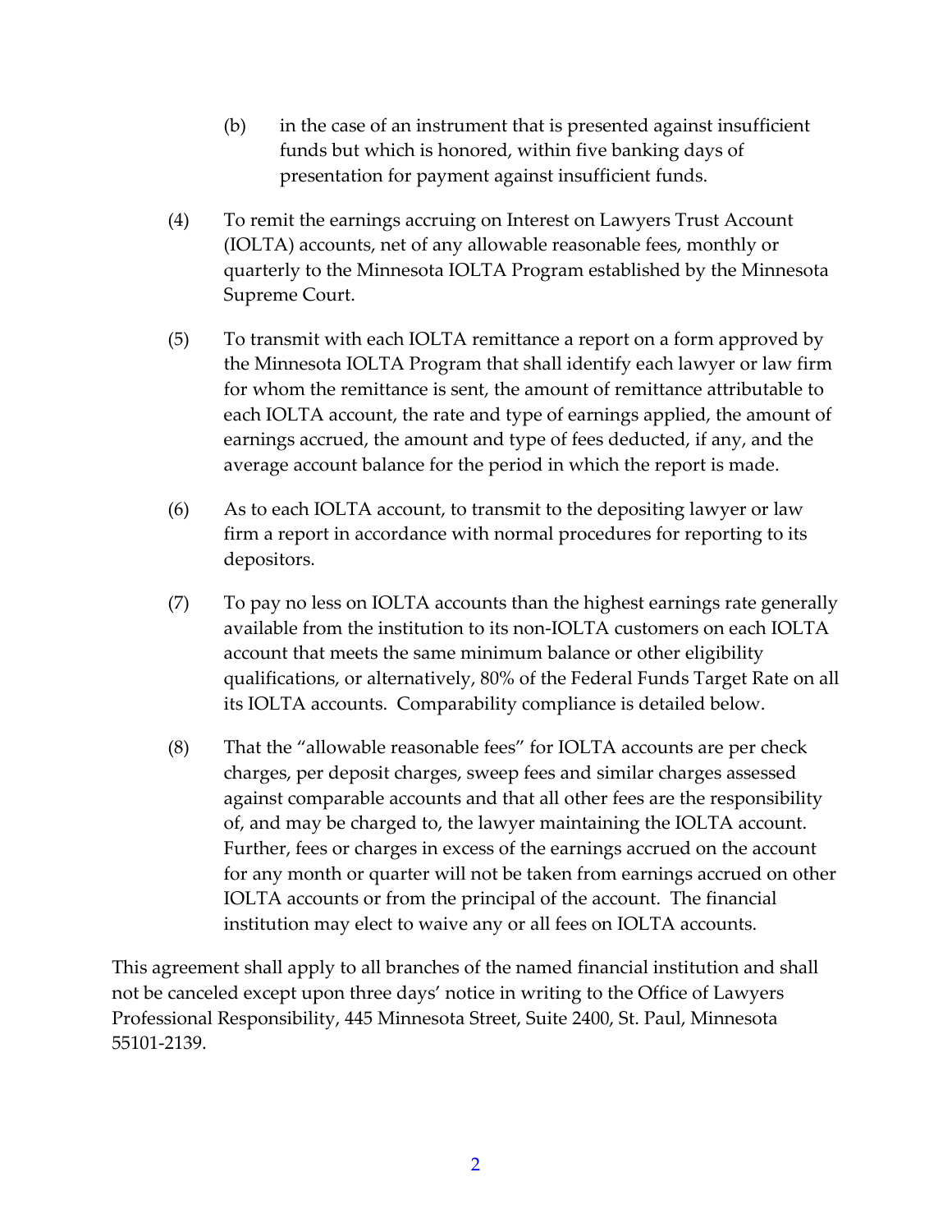(b) in the case of an instrument that is presented against insufficient funds but which is honored, within five banking days of presentation for payment against insufficient funds.

(4) To remit the earnings accruing on Interest on Lawyers Trust Account (IOLTA) accounts, net of any allowable reasonable fees, monthly or quarterly to the Minnesota IOLTA Program established by the Minnesota Supreme Court.

(5) To transmit with each IOLTA remittance a report on a form approved by the Minnesota IOLTA Program that shall identify each lawyer or law firm for whom the remittance is sent, the amount of remittance attributable to each IOLTA account, the rate and type of earnings applied, the amount of earnings accrued, the amount and type of fees deducted, if any, and the average account balance for the period in which the report is made.

(6) As to each IOLTA account, to transmit to the depositing lawyer or law firm a report in accordance with normal procedures for reporting to its depositors.

(7) To pay no less on IOLTA accounts than the highest earnings rate generally available from the institution to its non-IOLTA customers on each IOLTA account that meets the same minimum balance or other eligibility qualifications, or alternatively, 80% of the Federal Funds Target Rate on all its IOLTA accounts. Comparability compliance is detailed below.

(8) That the "allowable reasonable fees" for IOLTA accounts are per check charges, per deposit charges, sweep fees and similar charges assessed against comparable accounts and that all other fees are the responsibility of, and may be charged to, the lawyer maintaining the IOLTA account. Further, fees or charges in excess of the earnings accrued on the account for any month or quarter will not be taken from earnings accrued on other IOLTA accounts or from the principal of the account. The financial institution may elect to waive any or all fees on IOLTA accounts.

This agreement shall apply to all branches of the named financial institution and shall not be canceled except upon three days' notice in writing to the Office of Lawyers Professional Responsibility, 445 Minnesota Street, Suite 2400, St. Paul, Minnesota 55101-2139.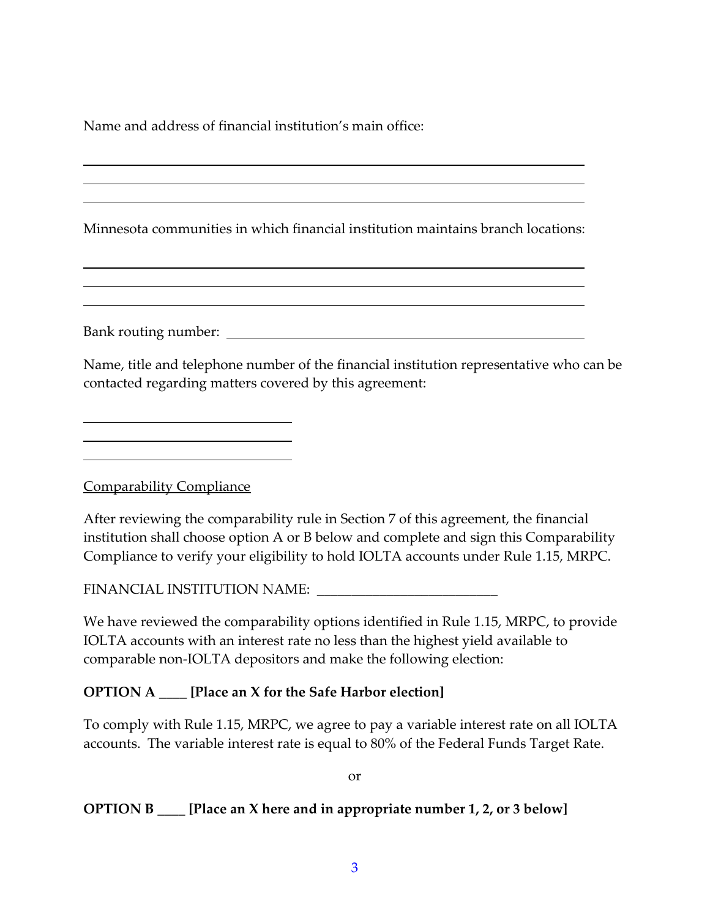Name and address of financial institution's main office:

\_\_\_\_\_\_\_\_\_\_\_\_\_\_\_\_\_\_\_\_\_\_\_\_\_\_\_\_\_\_\_\_\_\_\_\_\_\_\_\_\_\_\_\_\_\_\_\_\_\_\_\_\_\_\_\_\_\_\_\_\_\_\_\_

\_\_\_\_\_\_\_\_\_\_\_\_\_\_\_\_\_\_\_\_\_\_\_\_\_\_\_\_\_\_\_\_\_\_\_\_\_\_\_\_\_\_\_\_\_\_\_\_\_\_\_\_\_\_\_\_\_\_\_\_\_\_\_\_

\_\_\_\_\_\_\_\_\_\_\_\_\_\_\_\_\_\_\_\_\_\_\_\_\_\_\_\_\_\_\_\_\_\_\_\_\_\_\_\_\_\_\_\_\_\_\_\_\_\_\_\_\_\_\_\_\_\_\_\_\_\_\_\_

Minnesota communities in which financial institution maintains branch locations:

\_\_\_\_\_\_\_\_\_\_\_\_\_\_\_\_\_\_\_\_\_\_\_\_\_\_\_\_\_\_\_\_\_\_\_\_\_\_\_\_\_\_\_\_\_\_\_\_\_\_\_\_\_\_\_\_\_\_\_\_\_\_\_\_

\_\_\_\_\_\_\_\_\_\_\_\_\_\_\_\_\_\_\_\_\_\_\_\_\_\_\_\_\_\_\_\_\_\_\_\_\_\_\_\_\_\_\_\_\_\_\_\_\_\_\_\_\_\_\_\_\_\_\_\_\_\_\_\_

\_\_\_\_\_\_\_\_\_\_\_\_\_\_\_\_\_\_\_\_\_\_\_\_\_\_\_\_\_\_\_\_\_\_\_\_\_\_\_\_\_\_\_\_\_\_\_\_\_\_\_\_\_\_\_\_\_\_\_\_\_\_\_\_

Bank routing number: \_\_\_\_\_\_\_\_\_\_\_\_\_\_\_\_\_\_\_\_\_\_\_\_\_\_\_\_\_\_\_\_\_\_\_\_\_\_\_\_\_\_\_\_\_\_

Name, title and telephone number of the financial institution representative who can be contacted regarding matters covered by this agreement:

\_\_\_\_\_\_\_\_\_\_\_\_\_\_\_\_\_\_\_\_\_\_\_\_\_\_\_\_

\_\_\_\_\_\_\_\_\_\_\_\_\_\_\_\_\_\_\_\_\_\_\_\_\_\_\_\_

\_\_\_\_\_\_\_\_\_\_\_\_\_\_\_\_\_\_\_\_\_\_\_\_\_\_\_\_

<u>Comparability Compliance</u>

After reviewing the comparability rule in Section 7 of this agreement, the financial institution shall choose option A or B below and complete and sign this Comparability Compliance to verify your eligibility to hold IOLTA accounts under Rule 1.15, MRPC.

FINANCIAL INSTITUTION NAME: \_\_\_\_\_\_\_\_\_\_\_\_\_\_\_\_\_\_\_\_\_\_\_\_\_\_

We have reviewed the comparability options identified in Rule 1.15, MRPC, to provide IOLTA accounts with an interest rate no less than the highest yield available to comparable non-IOLTA depositors and make the following election:

**OPTION A \_\_\_\_ [Place an X for the Safe Harbor election]**

To comply with Rule 1.15, MRPC, we agree to pay a variable interest rate on all IOLTA accounts. The variable interest rate is equal to 80% of the Federal Funds Target Rate.

or

**OPTION B \_\_\_\_ [Place an X here and in appropriate number 1, 2, or 3 below]**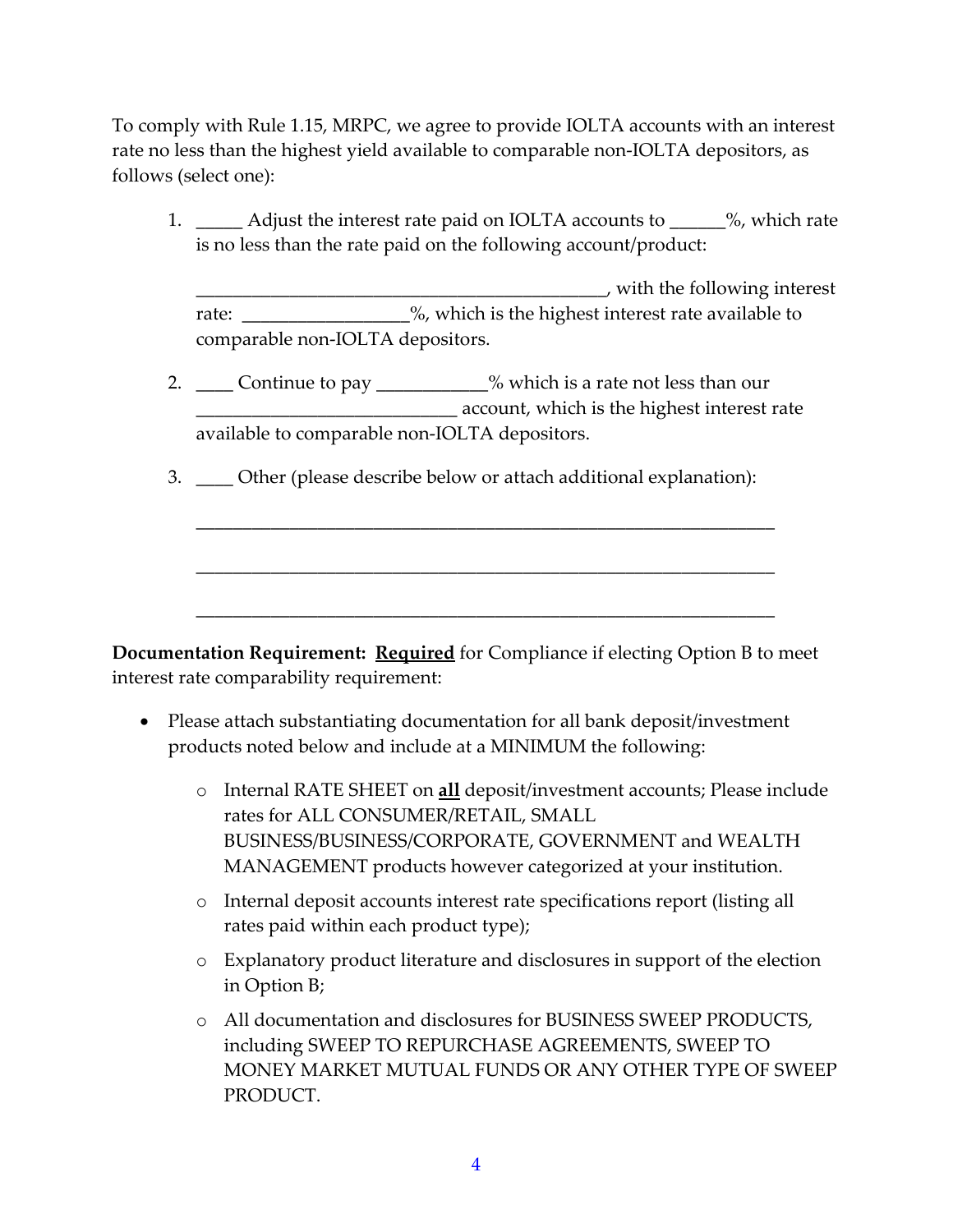To comply with Rule 1.15, MRPC, we agree to provide IOLTA accounts with an interest rate no less than the highest yield available to comparable non-IOLTA depositors, as follows (select one):

1. _____ Adjust the interest rate paid on IOLTA accounts to ______%, which rate is no less than the rate paid on the following account/product:

   _____________________________________________, with the following interest rate: _________________%, which is the highest interest rate available to comparable non-IOLTA depositors.

2. ____ Continue to pay ____________% which is a rate not less than our ____________________________ account, which is the highest interest rate available to comparable non-IOLTA depositors.

3. ____ Other (please describe below or attach additional explanation):

   _______________________________________________________________

   _______________________________________________________________

   _______________________________________________________________

**Documentation Requirement:** **<u>Required</u>** for Compliance if electing Option B to meet interest rate comparability requirement:

- Please attach substantiating documentation for all bank deposit/investment products noted below and include at a MINIMUM the following:
  - Internal RATE SHEET on **<u>all</u>** deposit/investment accounts; Please include rates for ALL CONSUMER/RETAIL, SMALL BUSINESS/BUSINESS/CORPORATE, GOVERNMENT and WEALTH MANAGEMENT products however categorized at your institution.
  - Internal deposit accounts interest rate specifications report (listing all rates paid within each product type);
  - Explanatory product literature and disclosures in support of the election in Option B;
  - All documentation and disclosures for BUSINESS SWEEP PRODUCTS, including SWEEP TO REPURCHASE AGREEMENTS, SWEEP TO MONEY MARKET MUTUAL FUNDS OR ANY OTHER TYPE OF SWEEP PRODUCT.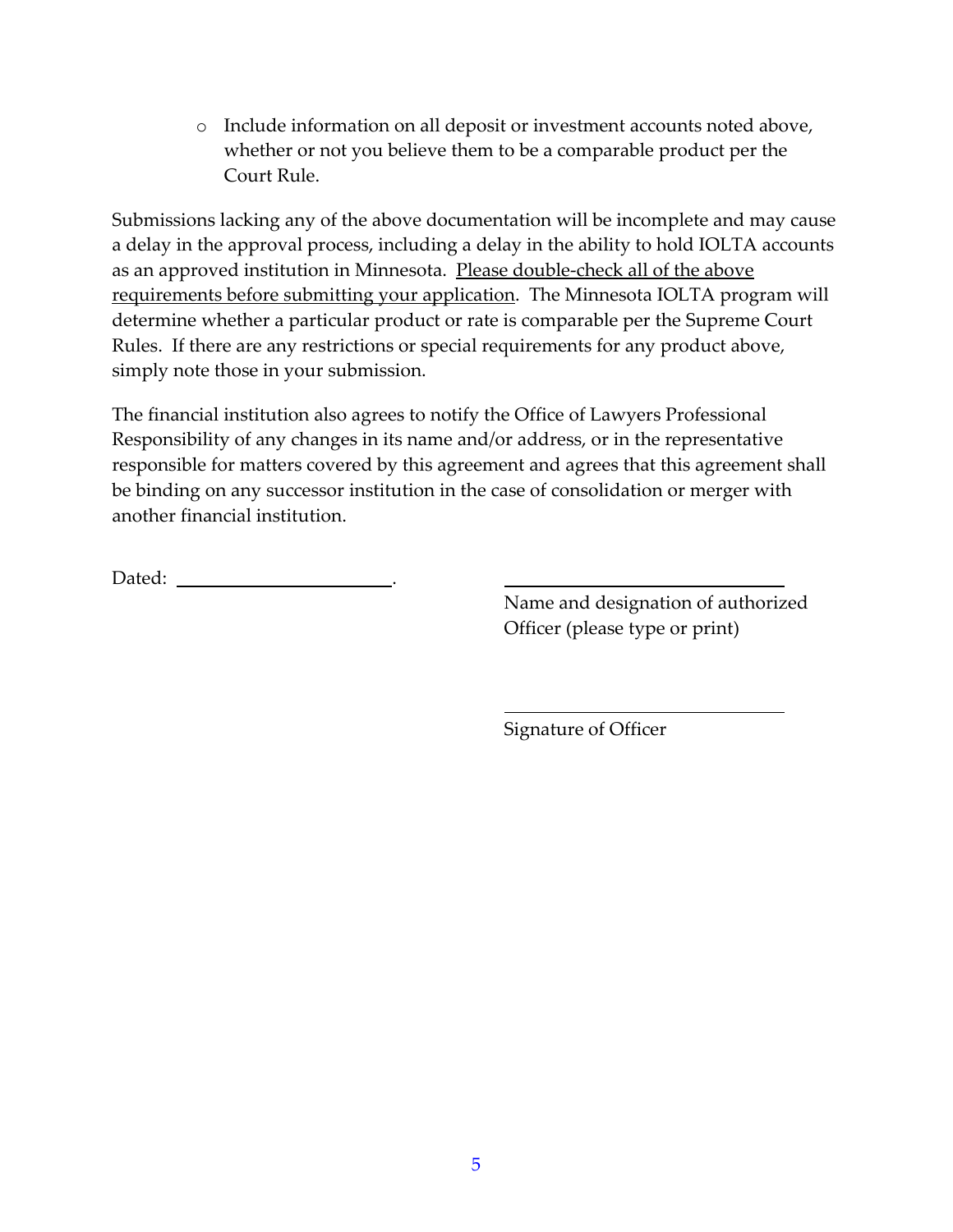- Include information on all deposit or investment accounts noted above, whether or not you believe them to be a comparable product per the Court Rule.

Submissions lacking any of the above documentation will be incomplete and may cause a delay in the approval process, including a delay in the ability to hold IOLTA accounts as an approved institution in Minnesota. Please double-check all of the above requirements before submitting your application. The Minnesota IOLTA program will determine whether a particular product or rate is comparable per the Supreme Court Rules. If there are any restrictions or special requirements for any product above, simply note those in your submission.

The financial institution also agrees to notify the Office of Lawyers Professional Responsibility of any changes in its name and/or address, or in the representative responsible for matters covered by this agreement and agrees that this agreement shall be binding on any successor institution in the case of consolidation or merger with another financial institution.

Dated: ______________________.

______________________________
Name and designation of authorized Officer (please type or print)

______________________________
Signature of Officer